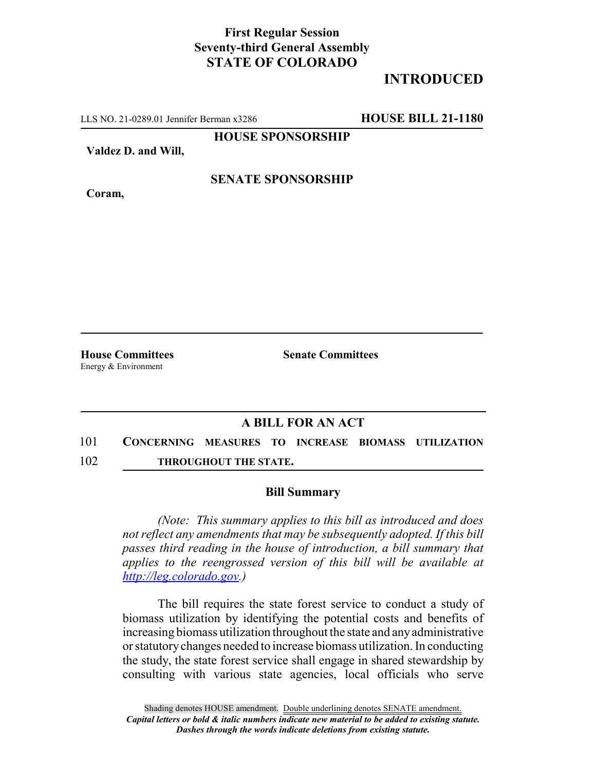**First Regular Session**
**Seventy-third General Assembly**
**STATE OF COLORADO**

# INTRODUCED

LLS NO. 21-0289.01 Jennifer Berman x3286 **HOUSE BILL 21-1180**

**HOUSE SPONSORSHIP**

**Valdez D. and Will,**

**SENATE SPONSORSHIP**

**Coram,**

**House Committees**
Energy & Environment

**Senate Committees**

## A BILL FOR AN ACT

101 **CONCERNING MEASURES TO INCREASE BIOMASS UTILIZATION**
102 **THROUGHOUT THE STATE.**

### Bill Summary

*(Note: This summary applies to this bill as introduced and does not reflect any amendments that may be subsequently adopted. If this bill passes third reading in the house of introduction, a bill summary that applies to the reengrossed version of this bill will be available at http://leg.colorado.gov.)*

The bill requires the state forest service to conduct a study of biomass utilization by identifying the potential costs and benefits of increasing biomass utilization throughout the state and any administrative or statutory changes needed to increase biomass utilization. In conducting the study, the state forest service shall engage in shared stewardship by consulting with various state agencies, local officials who serve

Shading denotes HOUSE amendment. Double underlining denotes SENATE amendment.
*Capital letters or bold & italic numbers indicate new material to be added to existing statute.*
*Dashes through the words indicate deletions from existing statute.*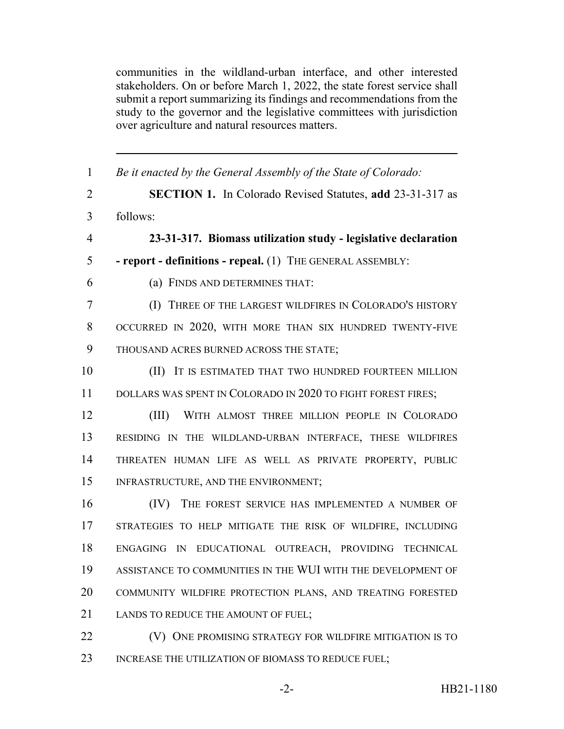communities in the wildland-urban interface, and other interested stakeholders. On or before March 1, 2022, the state forest service shall submit a report summarizing its findings and recommendations from the study to the governor and the legislative committees with jurisdiction over agriculture and natural resources matters.

---

1 *Be it enacted by the General Assembly of the State of Colorado:*

2 **SECTION 1.** In Colorado Revised Statutes, **add** 23-31-317 as

3 follows:

4 **23-31-317. Biomass utilization study - legislative declaration**

5 **- report - definitions - repeal.** (1) THE GENERAL ASSEMBLY:

6 (a) FINDS AND DETERMINES THAT:

7 (I) THREE OF THE LARGEST WILDFIRES IN COLORADO'S HISTORY

8 OCCURRED IN 2020, WITH MORE THAN SIX HUNDRED TWENTY-FIVE

9 THOUSAND ACRES BURNED ACROSS THE STATE;

10 (II) IT IS ESTIMATED THAT TWO HUNDRED FOURTEEN MILLION

11 DOLLARS WAS SPENT IN COLORADO IN 2020 TO FIGHT FOREST FIRES;

12 (III) WITH ALMOST THREE MILLION PEOPLE IN COLORADO

13 RESIDING IN THE WILDLAND-URBAN INTERFACE, THESE WILDFIRES

14 THREATEN HUMAN LIFE AS WELL AS PRIVATE PROPERTY, PUBLIC

15 INFRASTRUCTURE, AND THE ENVIRONMENT;

16 (IV) THE FOREST SERVICE HAS IMPLEMENTED A NUMBER OF

17 STRATEGIES TO HELP MITIGATE THE RISK OF WILDFIRE, INCLUDING

18 ENGAGING IN EDUCATIONAL OUTREACH, PROVIDING TECHNICAL

19 ASSISTANCE TO COMMUNITIES IN THE WUI WITH THE DEVELOPMENT OF

20 COMMUNITY WILDFIRE PROTECTION PLANS, AND TREATING FORESTED

21 LANDS TO REDUCE THE AMOUNT OF FUEL;

22 (V) ONE PROMISING STRATEGY FOR WILDFIRE MITIGATION IS TO

23 INCREASE THE UTILIZATION OF BIOMASS TO REDUCE FUEL;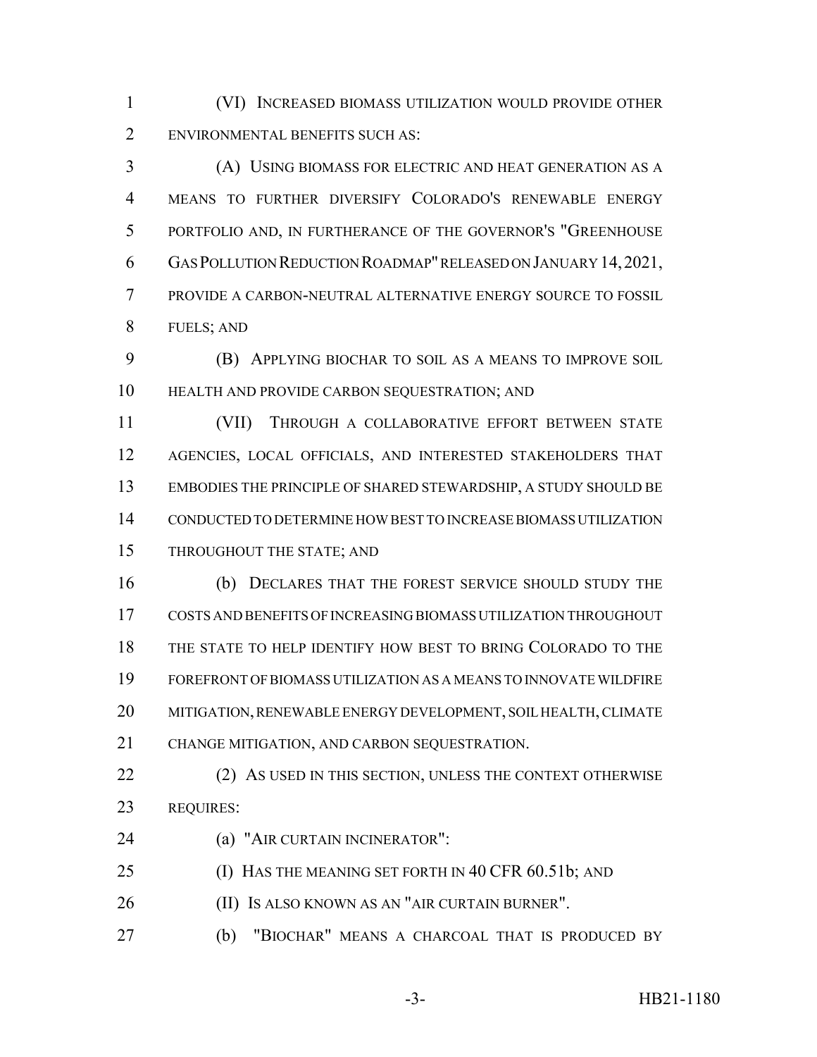(VI) INCREASED BIOMASS UTILIZATION WOULD PROVIDE OTHER ENVIRONMENTAL BENEFITS SUCH AS:

(A) USING BIOMASS FOR ELECTRIC AND HEAT GENERATION AS A MEANS TO FURTHER DIVERSIFY COLORADO'S RENEWABLE ENERGY PORTFOLIO AND, IN FURTHERANCE OF THE GOVERNOR'S "GREENHOUSE GAS POLLUTION REDUCTION ROADMAP" RELEASED ON JANUARY 14, 2021, PROVIDE A CARBON-NEUTRAL ALTERNATIVE ENERGY SOURCE TO FOSSIL FUELS; AND

(B) APPLYING BIOCHAR TO SOIL AS A MEANS TO IMPROVE SOIL HEALTH AND PROVIDE CARBON SEQUESTRATION; AND

(VII) THROUGH A COLLABORATIVE EFFORT BETWEEN STATE AGENCIES, LOCAL OFFICIALS, AND INTERESTED STAKEHOLDERS THAT EMBODIES THE PRINCIPLE OF SHARED STEWARDSHIP, A STUDY SHOULD BE CONDUCTED TO DETERMINE HOW BEST TO INCREASE BIOMASS UTILIZATION THROUGHOUT THE STATE; AND

(b) DECLARES THAT THE FOREST SERVICE SHOULD STUDY THE COSTS AND BENEFITS OF INCREASING BIOMASS UTILIZATION THROUGHOUT THE STATE TO HELP IDENTIFY HOW BEST TO BRING COLORADO TO THE FOREFRONT OF BIOMASS UTILIZATION AS A MEANS TO INNOVATE WILDFIRE MITIGATION, RENEWABLE ENERGY DEVELOPMENT, SOIL HEALTH, CLIMATE CHANGE MITIGATION, AND CARBON SEQUESTRATION.

(2) AS USED IN THIS SECTION, UNLESS THE CONTEXT OTHERWISE REQUIRES:

(a) "AIR CURTAIN INCINERATOR":

(I) HAS THE MEANING SET FORTH IN 40 CFR 60.51b; AND

(II) IS ALSO KNOWN AS AN "AIR CURTAIN BURNER".

(b) "BIOCHAR" MEANS A CHARCOAL THAT IS PRODUCED BY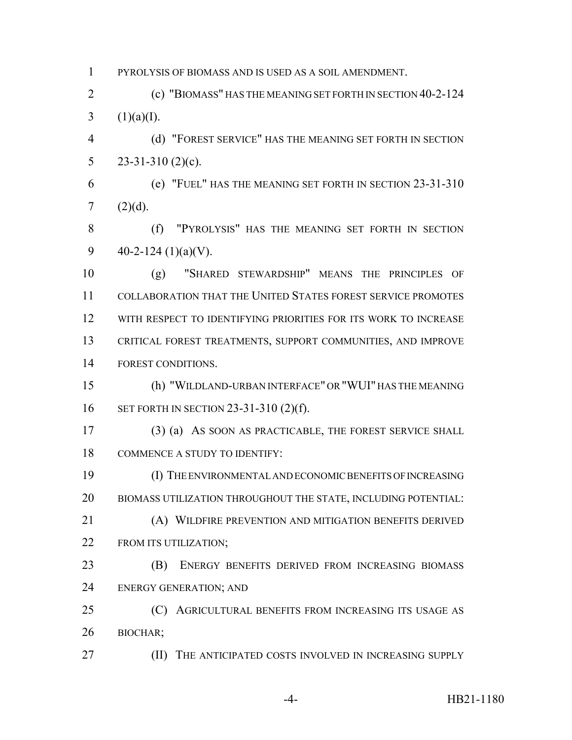PYROLYSIS OF BIOMASS AND IS USED AS A SOIL AMENDMENT.

(c) "BIOMASS" HAS THE MEANING SET FORTH IN SECTION 40-2-124 (1)(a)(I).

(d) "FOREST SERVICE" HAS THE MEANING SET FORTH IN SECTION 23-31-310 (2)(c).

(e) "FUEL" HAS THE MEANING SET FORTH IN SECTION 23-31-310 (2)(d).

(f) "PYROLYSIS" HAS THE MEANING SET FORTH IN SECTION 40-2-124 (1)(a)(V).

(g) "SHARED STEWARDSHIP" MEANS THE PRINCIPLES OF COLLABORATION THAT THE UNITED STATES FOREST SERVICE PROMOTES WITH RESPECT TO IDENTIFYING PRIORITIES FOR ITS WORK TO INCREASE CRITICAL FOREST TREATMENTS, SUPPORT COMMUNITIES, AND IMPROVE FOREST CONDITIONS.

(h) "WILDLAND-URBAN INTERFACE" OR "WUI" HAS THE MEANING SET FORTH IN SECTION 23-31-310 (2)(f).

(3) (a) AS SOON AS PRACTICABLE, THE FOREST SERVICE SHALL COMMENCE A STUDY TO IDENTIFY:

(I) THE ENVIRONMENTAL AND ECONOMIC BENEFITS OF INCREASING BIOMASS UTILIZATION THROUGHOUT THE STATE, INCLUDING POTENTIAL:

(A) WILDFIRE PREVENTION AND MITIGATION BENEFITS DERIVED FROM ITS UTILIZATION;

(B) ENERGY BENEFITS DERIVED FROM INCREASING BIOMASS ENERGY GENERATION; AND

(C) AGRICULTURAL BENEFITS FROM INCREASING ITS USAGE AS BIOCHAR;

(II) THE ANTICIPATED COSTS INVOLVED IN INCREASING SUPPLY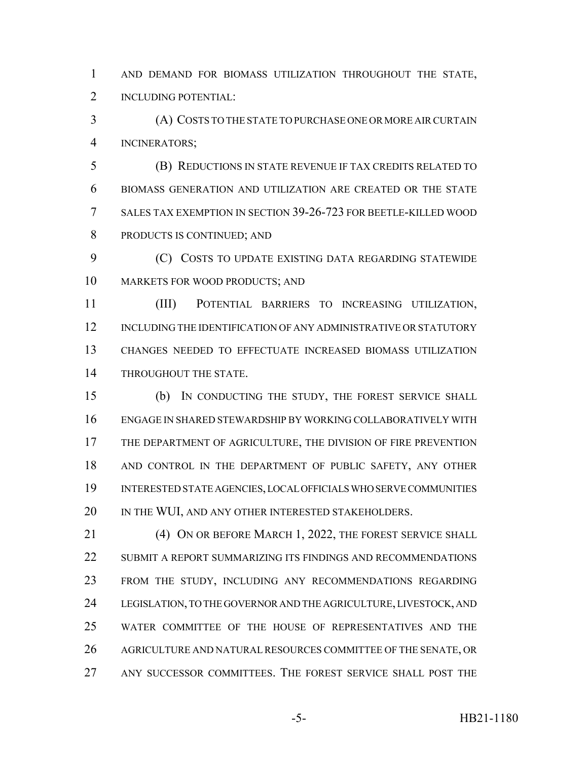AND DEMAND FOR BIOMASS UTILIZATION THROUGHOUT THE STATE, INCLUDING POTENTIAL:

(A) COSTS TO THE STATE TO PURCHASE ONE OR MORE AIR CURTAIN INCINERATORS;

(B) REDUCTIONS IN STATE REVENUE IF TAX CREDITS RELATED TO BIOMASS GENERATION AND UTILIZATION ARE CREATED OR THE STATE SALES TAX EXEMPTION IN SECTION 39-26-723 FOR BEETLE-KILLED WOOD PRODUCTS IS CONTINUED; AND

(C) COSTS TO UPDATE EXISTING DATA REGARDING STATEWIDE MARKETS FOR WOOD PRODUCTS; AND

(III) POTENTIAL BARRIERS TO INCREASING UTILIZATION, INCLUDING THE IDENTIFICATION OF ANY ADMINISTRATIVE OR STATUTORY CHANGES NEEDED TO EFFECTUATE INCREASED BIOMASS UTILIZATION THROUGHOUT THE STATE.

(b) IN CONDUCTING THE STUDY, THE FOREST SERVICE SHALL ENGAGE IN SHARED STEWARDSHIP BY WORKING COLLABORATIVELY WITH THE DEPARTMENT OF AGRICULTURE, THE DIVISION OF FIRE PREVENTION AND CONTROL IN THE DEPARTMENT OF PUBLIC SAFETY, ANY OTHER INTERESTED STATE AGENCIES, LOCAL OFFICIALS WHO SERVE COMMUNITIES IN THE WUI, AND ANY OTHER INTERESTED STAKEHOLDERS.

(4) ON OR BEFORE MARCH 1, 2022, THE FOREST SERVICE SHALL SUBMIT A REPORT SUMMARIZING ITS FINDINGS AND RECOMMENDATIONS FROM THE STUDY, INCLUDING ANY RECOMMENDATIONS REGARDING LEGISLATION, TO THE GOVERNOR AND THE AGRICULTURE, LIVESTOCK, AND WATER COMMITTEE OF THE HOUSE OF REPRESENTATIVES AND THE AGRICULTURE AND NATURAL RESOURCES COMMITTEE OF THE SENATE, OR ANY SUCCESSOR COMMITTEES. THE FOREST SERVICE SHALL POST THE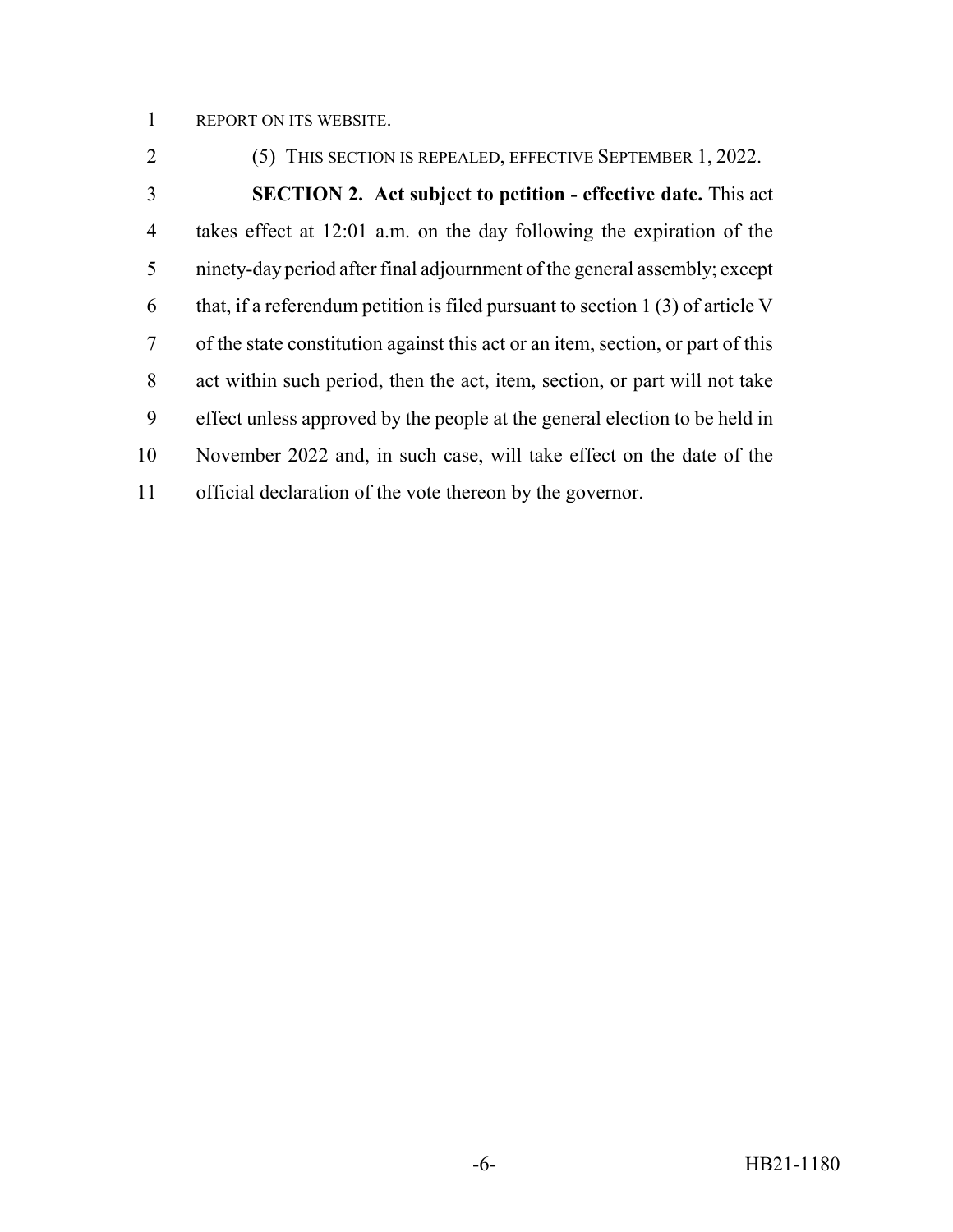REPORT ON ITS WEBSITE.

(5) THIS SECTION IS REPEALED, EFFECTIVE SEPTEMBER 1, 2022.

**SECTION 2. Act subject to petition - effective date.** This act takes effect at 12:01 a.m. on the day following the expiration of the ninety-day period after final adjournment of the general assembly; except that, if a referendum petition is filed pursuant to section 1 (3) of article V of the state constitution against this act or an item, section, or part of this act within such period, then the act, item, section, or part will not take effect unless approved by the people at the general election to be held in November 2022 and, in such case, will take effect on the date of the official declaration of the vote thereon by the governor.